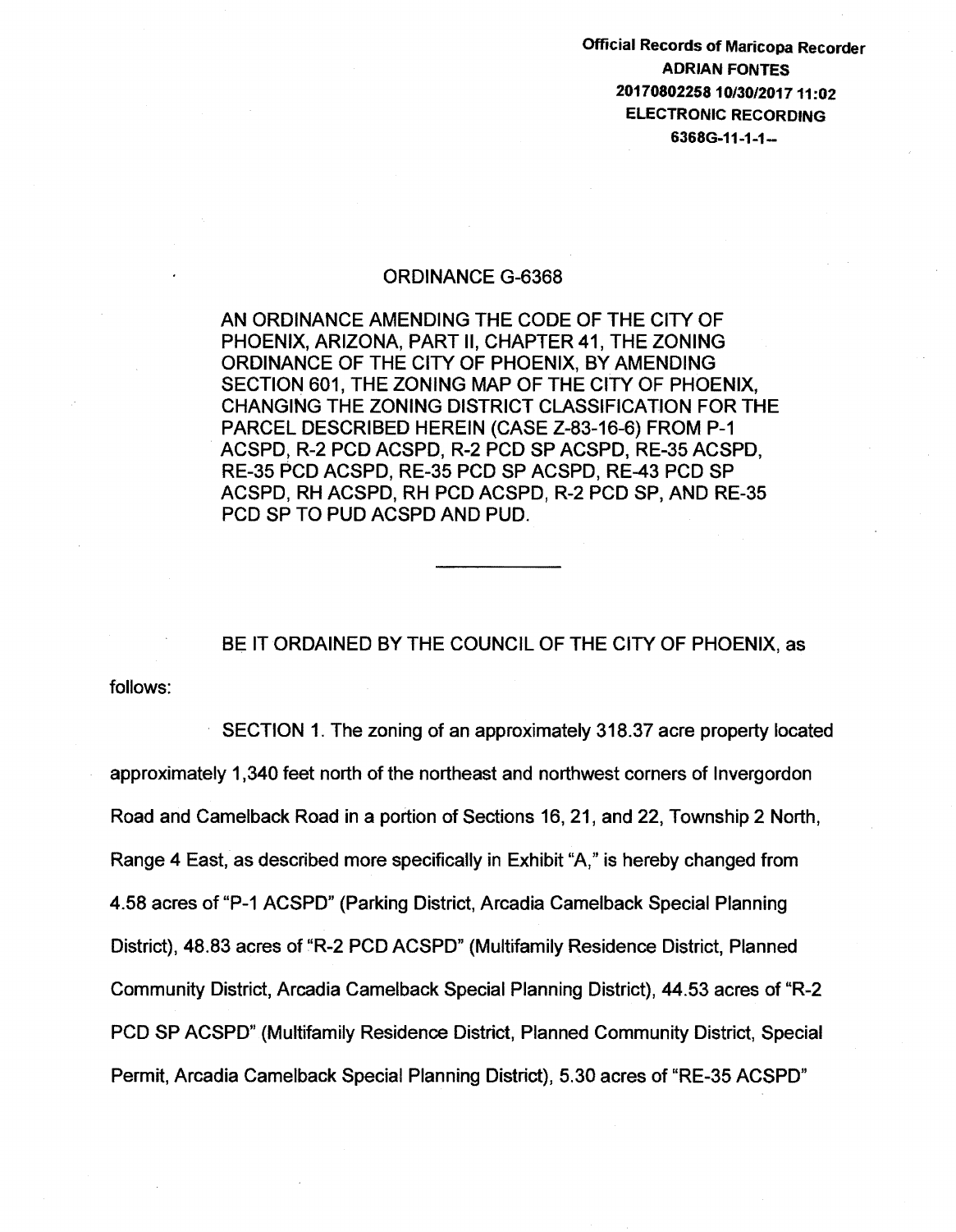Official Records of Maricopa Recorder
ADRIAN FONTES
20170802258 10/30/2017 11:02
ELECTRONIC RECORDING
6368G-11-1-1--

# ORDINANCE G-6368

AN ORDINANCE AMENDING THE CODE OF THE CITY OF PHOENIX, ARIZONA, PART II, CHAPTER 41, THE ZONING ORDINANCE OF THE CITY OF PHOENIX, BY AMENDING SECTION 601, THE ZONING MAP OF THE CITY OF PHOENIX, CHANGING THE ZONING DISTRICT CLASSIFICATION FOR THE PARCEL DESCRIBED HEREIN (CASE Z-83-16-6) FROM P-1 ACSPD, R-2 PCD ACSPD, R-2 PCD SP ACSPD, RE-35 ACSPD, RE-35 PCD ACSPD, RE-35 PCD SP ACSPD, RE-43 PCD SP ACSPD, RH ACSPD, RH PCD ACSPD, R-2 PCD SP, AND RE-35 PCD SP TO PUD ACSPD AND PUD.

---

BE IT ORDAINED BY THE COUNCIL OF THE CITY OF PHOENIX, as follows:

SECTION 1. The zoning of an approximately 318.37 acre property located approximately 1,340 feet north of the northeast and northwest corners of Invergordon Road and Camelback Road in a portion of Sections 16, 21, and 22, Township 2 North, Range 4 East, as described more specifically in Exhibit "A," is hereby changed from 4.58 acres of "P-1 ACSPD" (Parking District, Arcadia Camelback Special Planning District), 48.83 acres of "R-2 PCD ACSPD" (Multifamily Residence District, Planned Community District, Arcadia Camelback Special Planning District), 44.53 acres of "R-2 PCD SP ACSPD" (Multifamily Residence District, Planned Community District, Special Permit, Arcadia Camelback Special Planning District), 5.30 acres of "RE-35 ACSPD"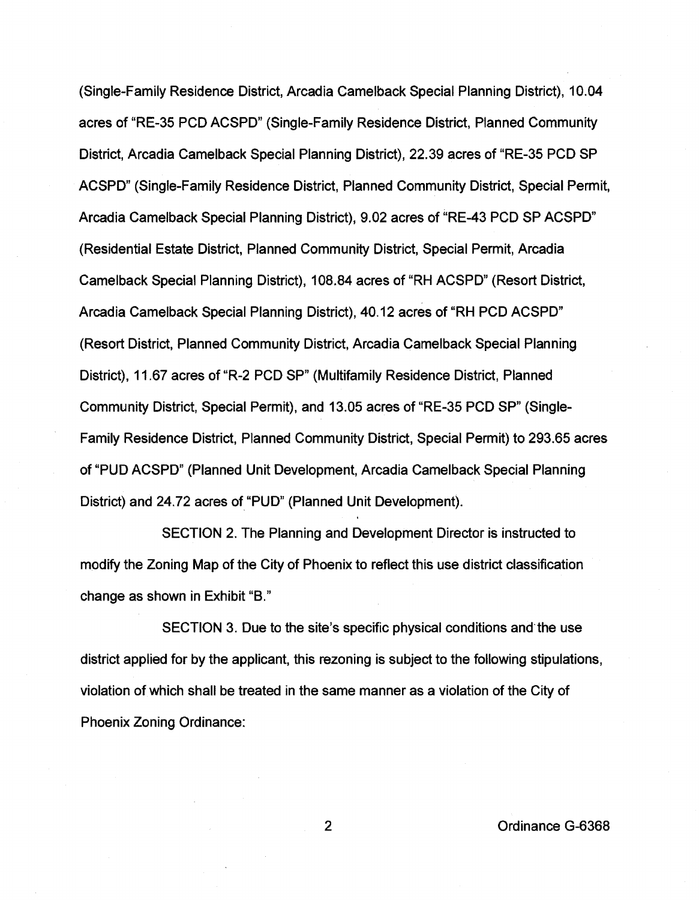(Single-Family Residence District, Arcadia Camelback Special Planning District), 10.04 acres of "RE-35 PCD ACSPD" (Single-Family Residence District, Planned Community District, Arcadia Camelback Special Planning District), 22.39 acres of "RE-35 PCD SP ACSPD" (Single-Family Residence District, Planned Community District, Special Permit, Arcadia Camelback Special Planning District), 9.02 acres of "RE-43 PCD SP ACSPD" (Residential Estate District, Planned Community District, Special Permit, Arcadia Camelback Special Planning District), 108.84 acres of "RH ACSPD" (Resort District, Arcadia Camelback Special Planning District), 40.12 acres of "RH PCD ACSPD" (Resort District, Planned Community District, Arcadia Camelback Special Planning District), 11.67 acres of "R-2 PCD SP" (Multifamily Residence District, Planned Community District, Special Permit), and 13.05 acres of "RE-35 PCD SP" (Single-Family Residence District, Planned Community District, Special Permit) to 293.65 acres of "PUD ACSPD" (Planned Unit Development, Arcadia Camelback Special Planning District) and 24.72 acres of "PUD" (Planned Unit Development).

SECTION 2. The Planning and Development Director is instructed to modify the Zoning Map of the City of Phoenix to reflect this use district classification change as shown in Exhibit "B."

SECTION 3. Due to the site's specific physical conditions and the use district applied for by the applicant, this rezoning is subject to the following stipulations, violation of which shall be treated in the same manner as a violation of the City of Phoenix Zoning Ordinance: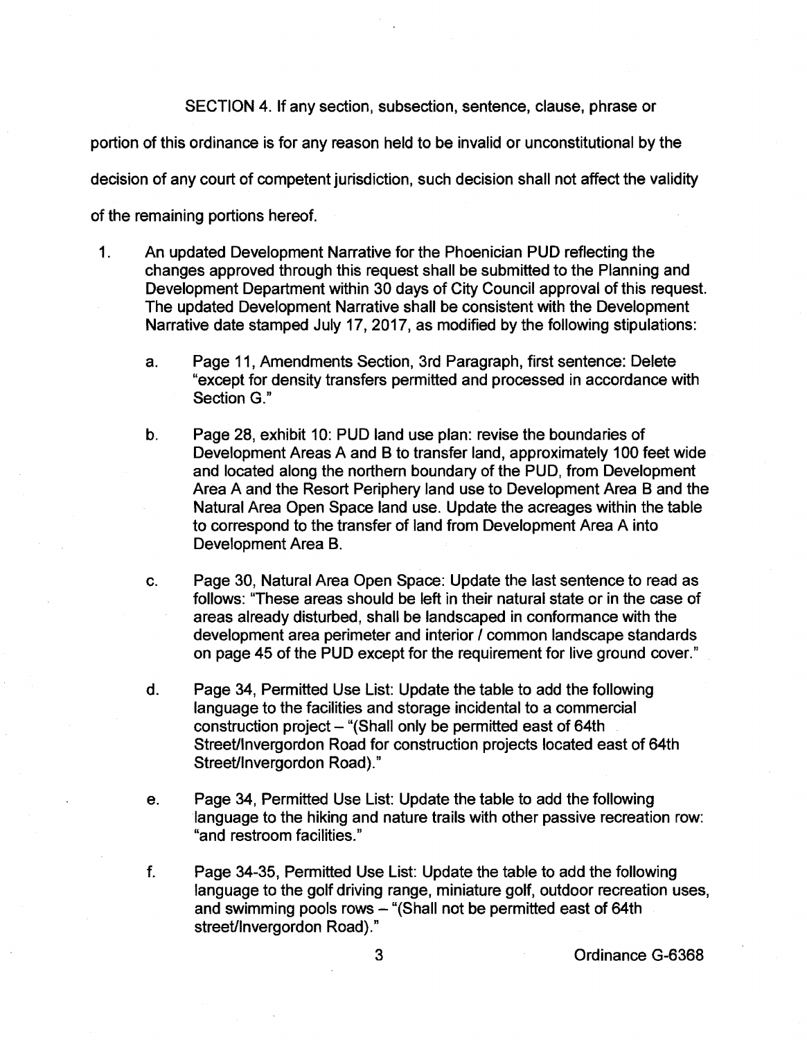SECTION 4. If any section, subsection, sentence, clause, phrase or portion of this ordinance is for any reason held to be invalid or unconstitutional by the decision of any court of competent jurisdiction, such decision shall not affect the validity of the remaining portions hereof.

1. An updated Development Narrative for the Phoenician PUD reflecting the changes approved through this request shall be submitted to the Planning and Development Department within 30 days of City Council approval of this request. The updated Development Narrative shall be consistent with the Development Narrative date stamped July 17, 2017, as modified by the following stipulations:

   a. Page 11, Amendments Section, 3rd Paragraph, first sentence: Delete "except for density transfers permitted and processed in accordance with Section G."

   b. Page 28, exhibit 10: PUD land use plan: revise the boundaries of Development Areas A and B to transfer land, approximately 100 feet wide and located along the northern boundary of the PUD, from Development Area A and the Resort Periphery land use to Development Area B and the Natural Area Open Space land use. Update the acreages within the table to correspond to the transfer of land from Development Area A into Development Area B.

   c. Page 30, Natural Area Open Space: Update the last sentence to read as follows: "These areas should be left in their natural state or in the case of areas already disturbed, shall be landscaped in conformance with the development area perimeter and interior / common landscape standards on page 45 of the PUD except for the requirement for live ground cover."

   d. Page 34, Permitted Use List: Update the table to add the following language to the facilities and storage incidental to a commercial construction project – "(Shall only be permitted east of 64th Street/Invergordon Road for construction projects located east of 64th Street/Invergordon Road)."

   e. Page 34, Permitted Use List: Update the table to add the following language to the hiking and nature trails with other passive recreation row: "and restroom facilities."

   f. Page 34-35, Permitted Use List: Update the table to add the following language to the golf driving range, miniature golf, outdoor recreation uses, and swimming pools rows – "(Shall not be permitted east of 64th street/Invergordon Road)."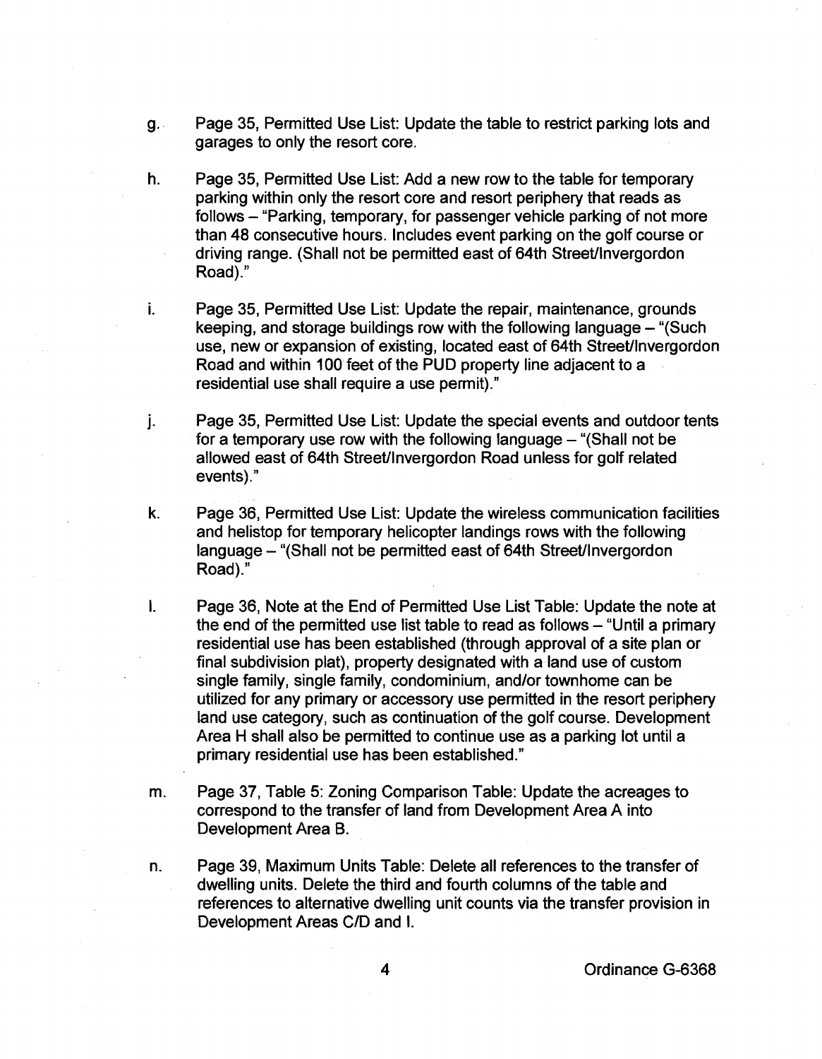g. Page 35, Permitted Use List: Update the table to restrict parking lots and garages to only the resort core.

h. Page 35, Permitted Use List: Add a new row to the table for temporary parking within only the resort core and resort periphery that reads as follows – "Parking, temporary, for passenger vehicle parking of not more than 48 consecutive hours. Includes event parking on the golf course or driving range. (Shall not be permitted east of 64th Street/Invergordon Road)."

i. Page 35, Permitted Use List: Update the repair, maintenance, grounds keeping, and storage buildings row with the following language – "(Such use, new or expansion of existing, located east of 64th Street/Invergordon Road and within 100 feet of the PUD property line adjacent to a residential use shall require a use permit)."

j. Page 35, Permitted Use List: Update the special events and outdoor tents for a temporary use row with the following language – "(Shall not be allowed east of 64th Street/Invergordon Road unless for golf related events)."

k. Page 36, Permitted Use List: Update the wireless communication facilities and helistop for temporary helicopter landings rows with the following language – "(Shall not be permitted east of 64th Street/Invergordon Road)."

l. Page 36, Note at the End of Permitted Use List Table: Update the note at the end of the permitted use list table to read as follows – "Until a primary residential use has been established (through approval of a site plan or final subdivision plat), property designated with a land use of custom single family, single family, condominium, and/or townhome can be utilized for any primary or accessory use permitted in the resort periphery land use category, such as continuation of the golf course. Development Area H shall also be permitted to continue use as a parking lot until a primary residential use has been established."

m. Page 37, Table 5: Zoning Comparison Table: Update the acreages to correspond to the transfer of land from Development Area A into Development Area B.

n. Page 39, Maximum Units Table: Delete all references to the transfer of dwelling units. Delete the third and fourth columns of the table and references to alternative dwelling unit counts via the transfer provision in Development Areas C/D and I.

Ordinance G-6368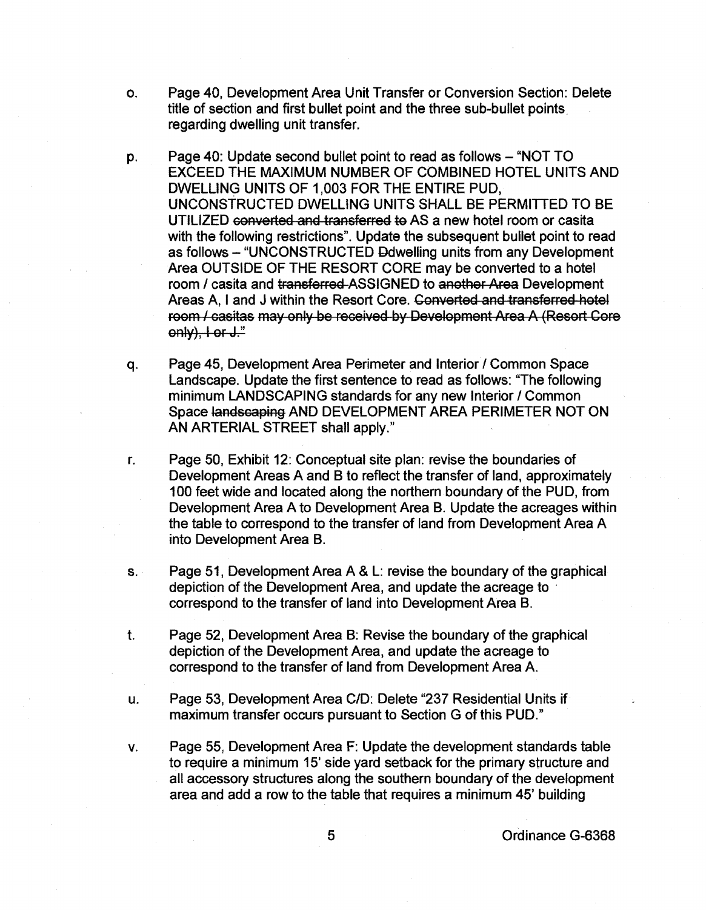o. Page 40, Development Area Unit Transfer or Conversion Section: Delete title of section and first bullet point and the three sub-bullet points regarding dwelling unit transfer.

p. Page 40: Update second bullet point to read as follows – "NOT TO EXCEED THE MAXIMUM NUMBER OF COMBINED HOTEL UNITS AND DWELLING UNITS OF 1,003 FOR THE ENTIRE PUD, UNCONSTRUCTED DWELLING UNITS SHALL BE PERMITTED TO BE UTILIZED ~~converted and transferred to~~ AS a new hotel room or casita with the following restrictions". Update the subsequent bullet point to read as follows – "UNCONSTRUCTED ~~D~~dwelling units from any Development Area OUTSIDE OF THE RESORT CORE may be converted to a hotel room / casita and ~~transferred~~ ASSIGNED to ~~another Area~~ Development Areas A, I and J within the Resort Core. ~~Converted and transferred hotel room / casitas may only be received by Development Area A (Resort Core only), I or J.~~"

q. Page 45, Development Area Perimeter and Interior / Common Space Landscape. Update the first sentence to read as follows: "The following minimum LANDSCAPING standards for any new Interior / Common Space ~~landscaping~~ AND DEVELOPMENT AREA PERIMETER NOT ON AN ARTERIAL STREET shall apply."

r. Page 50, Exhibit 12: Conceptual site plan: revise the boundaries of Development Areas A and B to reflect the transfer of land, approximately 100 feet wide and located along the northern boundary of the PUD, from Development Area A to Development Area B. Update the acreages within the table to correspond to the transfer of land from Development Area A into Development Area B.

s. Page 51, Development Area A & L: revise the boundary of the graphical depiction of the Development Area, and update the acreage to correspond to the transfer of land into Development Area B.

t. Page 52, Development Area B: Revise the boundary of the graphical depiction of the Development Area, and update the acreage to correspond to the transfer of land from Development Area A.

u. Page 53, Development Area C/D: Delete "237 Residential Units if maximum transfer occurs pursuant to Section G of this PUD."

v. Page 55, Development Area F: Update the development standards table to require a minimum 15' side yard setback for the primary structure and all accessory structures along the southern boundary of the development area and add a row to the table that requires a minimum 45' building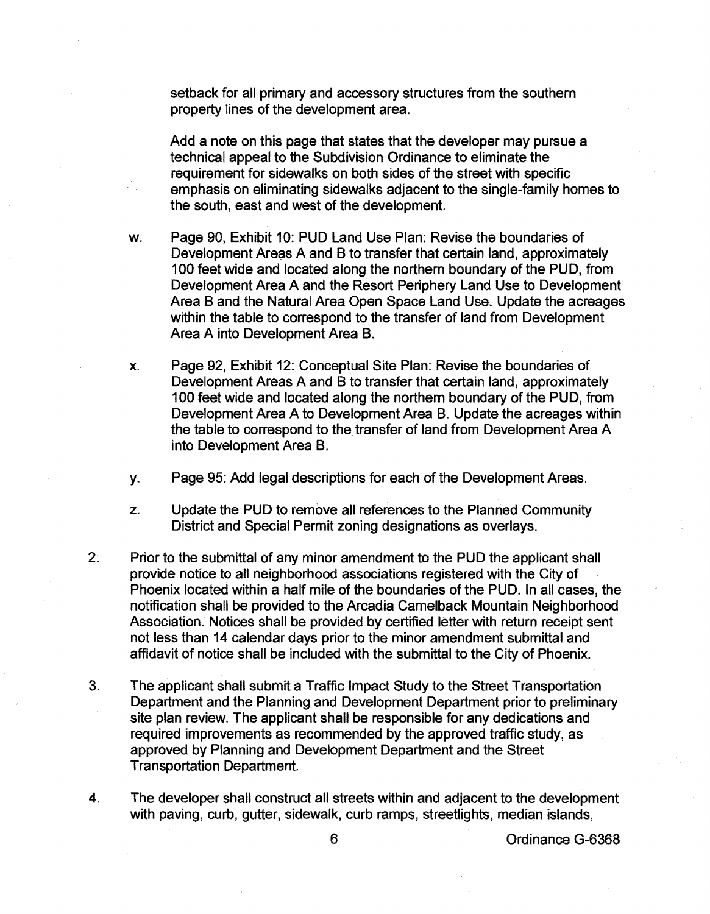setback for all primary and accessory structures from the southern property lines of the development area.

Add a note on this page that states that the developer may pursue a technical appeal to the Subdivision Ordinance to eliminate the requirement for sidewalks on both sides of the street with specific emphasis on eliminating sidewalks adjacent to the single-family homes to the south, east and west of the development.

w. Page 90, Exhibit 10: PUD Land Use Plan: Revise the boundaries of Development Areas A and B to transfer that certain land, approximately 100 feet wide and located along the northern boundary of the PUD, from Development Area A and the Resort Periphery Land Use to Development Area B and the Natural Area Open Space Land Use. Update the acreages within the table to correspond to the transfer of land from Development Area A into Development Area B.

x. Page 92, Exhibit 12: Conceptual Site Plan: Revise the boundaries of Development Areas A and B to transfer that certain land, approximately 100 feet wide and located along the northern boundary of the PUD, from Development Area A to Development Area B. Update the acreages within the table to correspond to the transfer of land from Development Area A into Development Area B.

y. Page 95: Add legal descriptions for each of the Development Areas.

z. Update the PUD to remove all references to the Planned Community District and Special Permit zoning designations as overlays.

2. Prior to the submittal of any minor amendment to the PUD the applicant shall provide notice to all neighborhood associations registered with the City of Phoenix located within a half mile of the boundaries of the PUD. In all cases, the notification shall be provided to the Arcadia Camelback Mountain Neighborhood Association. Notices shall be provided by certified letter with return receipt sent not less than 14 calendar days prior to the minor amendment submittal and affidavit of notice shall be included with the submittal to the City of Phoenix.

3. The applicant shall submit a Traffic Impact Study to the Street Transportation Department and the Planning and Development Department prior to preliminary site plan review. The applicant shall be responsible for any dedications and required improvements as recommended by the approved traffic study, as approved by Planning and Development Department and the Street Transportation Department.

4. The developer shall construct all streets within and adjacent to the development with paving, curb, gutter, sidewalk, curb ramps, streetlights, median islands,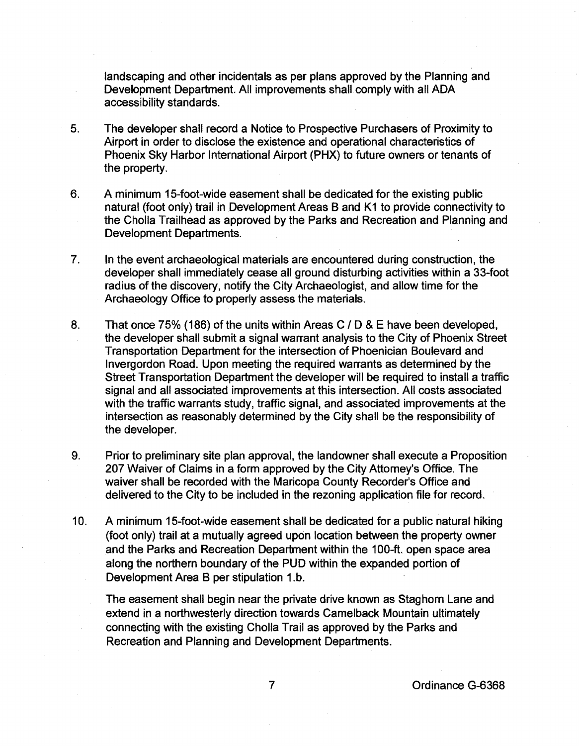landscaping and other incidentals as per plans approved by the Planning and Development Department. All improvements shall comply with all ADA accessibility standards.

5. The developer shall record a Notice to Prospective Purchasers of Proximity to Airport in order to disclose the existence and operational characteristics of Phoenix Sky Harbor International Airport (PHX) to future owners or tenants of the property.

6. A minimum 15-foot-wide easement shall be dedicated for the existing public natural (foot only) trail in Development Areas B and K1 to provide connectivity to the Cholla Trailhead as approved by the Parks and Recreation and Planning and Development Departments.

7. In the event archaeological materials are encountered during construction, the developer shall immediately cease all ground disturbing activities within a 33-foot radius of the discovery, notify the City Archaeologist, and allow time for the Archaeology Office to properly assess the materials.

8. That once 75% (186) of the units within Areas C / D & E have been developed, the developer shall submit a signal warrant analysis to the City of Phoenix Street Transportation Department for the intersection of Phoenician Boulevard and Invergordon Road. Upon meeting the required warrants as determined by the Street Transportation Department the developer will be required to install a traffic signal and all associated improvements at this intersection. All costs associated with the traffic warrants study, traffic signal, and associated improvements at the intersection as reasonably determined by the City shall be the responsibility of the developer.

9. Prior to preliminary site plan approval, the landowner shall execute a Proposition 207 Waiver of Claims in a form approved by the City Attorney's Office. The waiver shall be recorded with the Maricopa County Recorder's Office and delivered to the City to be included in the rezoning application file for record.

10. A minimum 15-foot-wide easement shall be dedicated for a public natural hiking (foot only) trail at a mutually agreed upon location between the property owner and the Parks and Recreation Department within the 100-ft. open space area along the northern boundary of the PUD within the expanded portion of Development Area B per stipulation 1.b.

    The easement shall begin near the private drive known as Staghorn Lane and extend in a northwesterly direction towards Camelback Mountain ultimately connecting with the existing Cholla Trail as approved by the Parks and Recreation and Planning and Development Departments.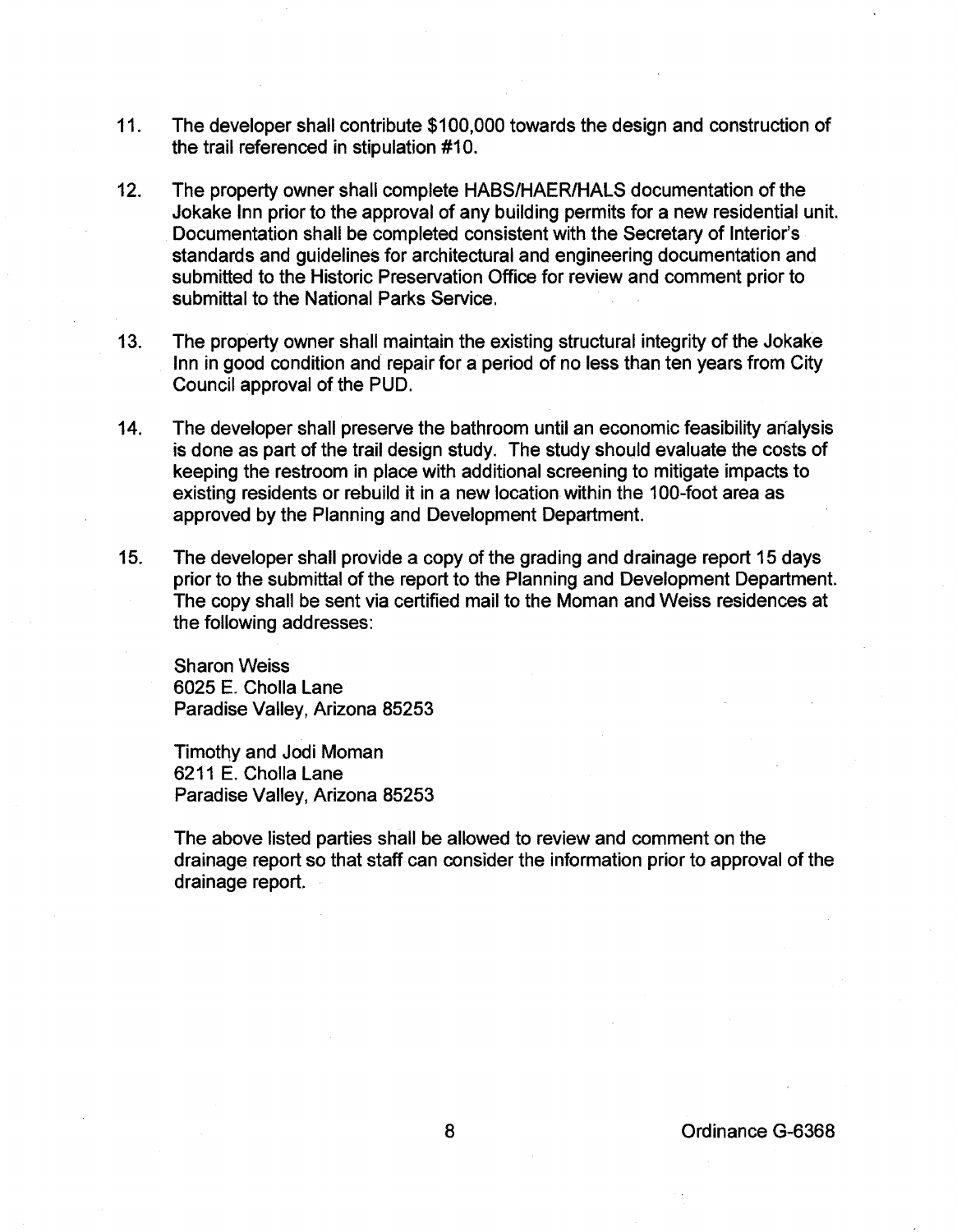11. The developer shall contribute $100,000 towards the design and construction of the trail referenced in stipulation #10.

12. The property owner shall complete HABS/HAER/HALS documentation of the Jokake Inn prior to the approval of any building permits for a new residential unit. Documentation shall be completed consistent with the Secretary of Interior's standards and guidelines for architectural and engineering documentation and submitted to the Historic Preservation Office for review and comment prior to submittal to the National Parks Service.

13. The property owner shall maintain the existing structural integrity of the Jokake Inn in good condition and repair for a period of no less than ten years from City Council approval of the PUD.

14. The developer shall preserve the bathroom until an economic feasibility analysis is done as part of the trail design study. The study should evaluate the costs of keeping the restroom in place with additional screening to mitigate impacts to existing residents or rebuild it in a new location within the 100-foot area as approved by the Planning and Development Department.

15. The developer shall provide a copy of the grading and drainage report 15 days prior to the submittal of the report to the Planning and Development Department. The copy shall be sent via certified mail to the Moman and Weiss residences at the following addresses:

    Sharon Weiss
    6025 E. Cholla Lane
    Paradise Valley, Arizona 85253

    Timothy and Jodi Moman
    6211 E. Cholla Lane
    Paradise Valley, Arizona 85253

    The above listed parties shall be allowed to review and comment on the drainage report so that staff can consider the information prior to approval of the drainage report.

Ordinance G-6368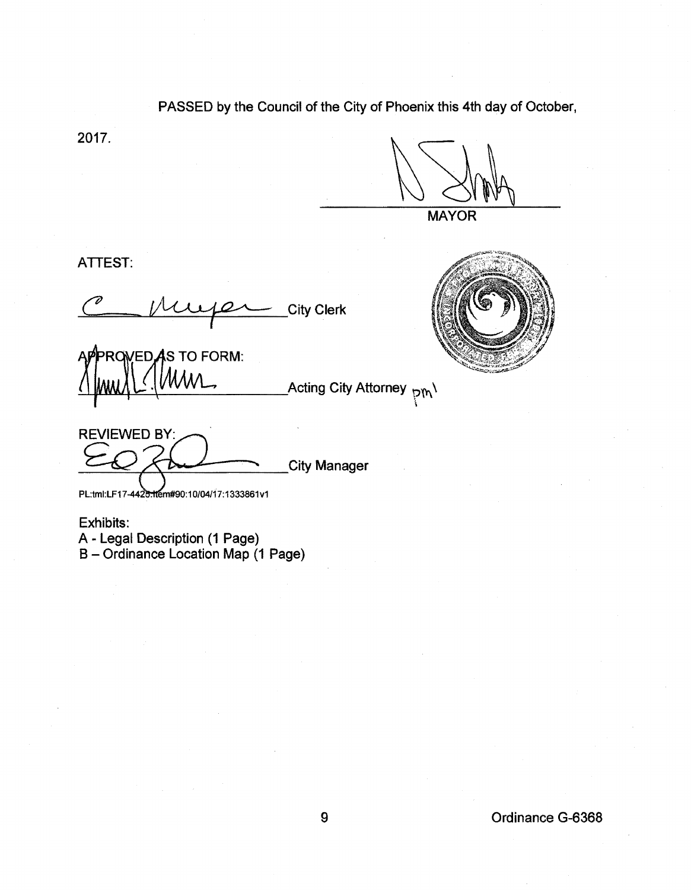PASSED by the Council of the City of Phoenix this 4th day of October, 2017.

\_\_\_\_\_\_\_\_\_\_\_\_\_\_\_\_\_\_\_\_\_\_\_\_\_\_\_\_\_\_ MAYOR

ATTEST:

\_\_\_\_\_\_\_\_\_\_\_\_\_\_\_\_\_\_\_\_\_\_\_\_\_\_\_\_\_\_ City Clerk

APPROVED AS TO FORM:

\_\_\_\_\_\_\_\_\_\_\_\_\_\_\_\_\_\_\_\_\_\_\_\_\_\_\_\_\_\_ Acting City Attorney pml

REVIEWED BY:

\_\_\_\_\_\_\_\_\_\_\_\_\_\_\_\_\_\_\_\_\_\_\_\_\_\_\_\_\_\_ City Manager

PL:tml:LF17-4425:Item#90:10/04/17:1333861v1

Exhibits:
A - Legal Description (1 Page)
B – Ordinance Location Map (1 Page)

Ordinance G-6368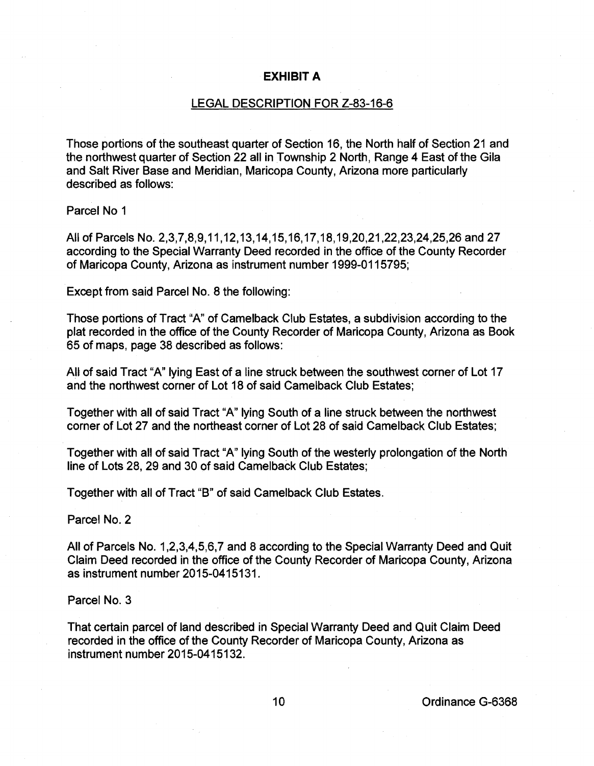# EXHIBIT A

## LEGAL DESCRIPTION FOR Z-83-16-6

Those portions of the southeast quarter of Section 16, the North half of Section 21 and the northwest quarter of Section 22 all in Township 2 North, Range 4 East of the Gila and Salt River Base and Meridian, Maricopa County, Arizona more particularly described as follows:

Parcel No 1

All of Parcels No. 2,3,7,8,9,11,12,13,14,15,16,17,18,19,20,21,22,23,24,25,26 and 27 according to the Special Warranty Deed recorded in the office of the County Recorder of Maricopa County, Arizona as instrument number 1999-0115795;

Except from said Parcel No. 8 the following:

Those portions of Tract "A" of Camelback Club Estates, a subdivision according to the plat recorded in the office of the County Recorder of Maricopa County, Arizona as Book 65 of maps, page 38 described as follows:

All of said Tract "A" lying East of a line struck between the southwest corner of Lot 17 and the northwest corner of Lot 18 of said Camelback Club Estates;

Together with all of said Tract "A" lying South of a line struck between the northwest corner of Lot 27 and the northeast corner of Lot 28 of said Camelback Club Estates;

Together with all of said Tract "A" lying South of the westerly prolongation of the North line of Lots 28, 29 and 30 of said Camelback Club Estates;

Together with all of Tract "B" of said Camelback Club Estates.

Parcel No. 2

All of Parcels No. 1,2,3,4,5,6,7 and 8 according to the Special Warranty Deed and Quit Claim Deed recorded in the office of the County Recorder of Maricopa County, Arizona as instrument number 2015-0415131.

Parcel No. 3

That certain parcel of land described in Special Warranty Deed and Quit Claim Deed recorded in the office of the County Recorder of Maricopa County, Arizona as instrument number 2015-0415132.

Ordinance G-6368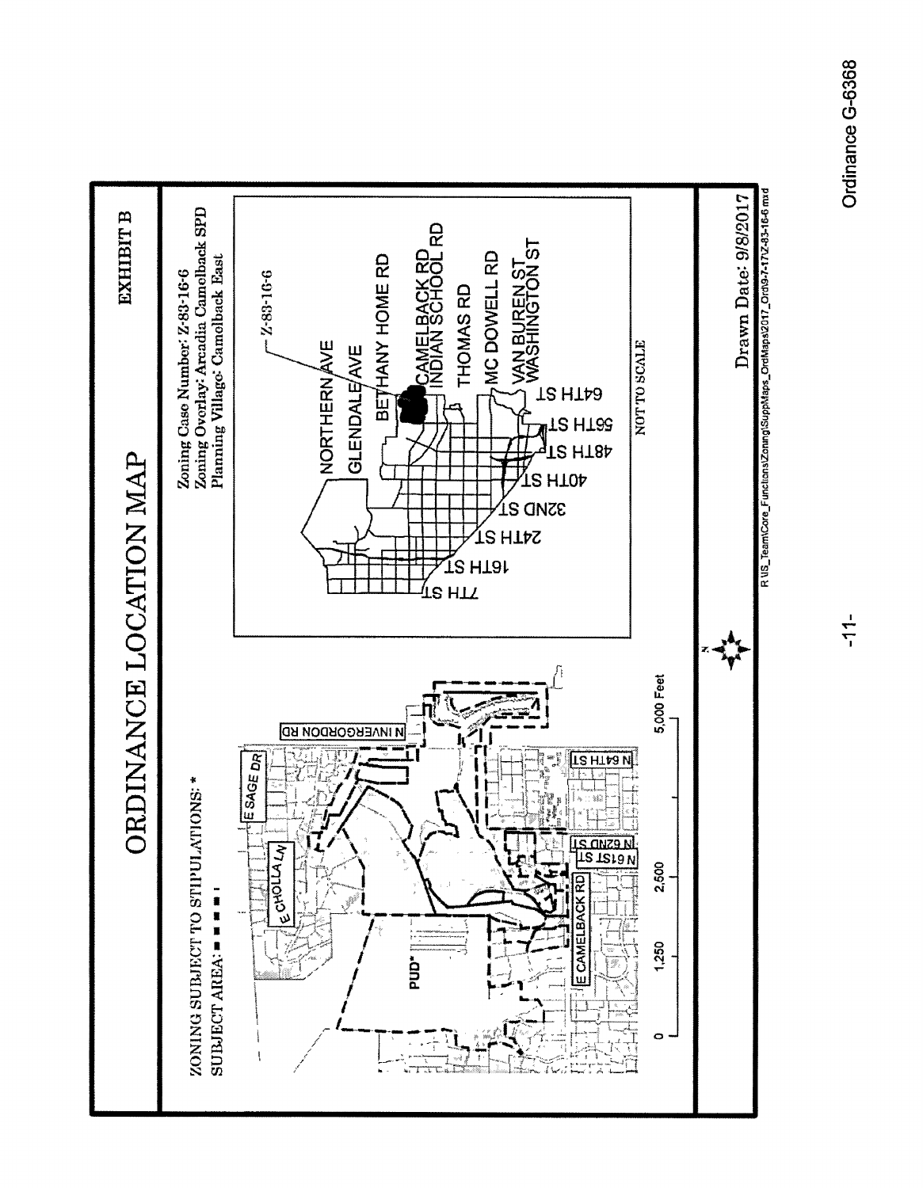# ORDINANCE LOCATION MAP

**EXHIBIT B**

ZONING SUBJECT TO STIPULATIONS: *

SUBJECT AREA: ■ ■ ■ ■

Zoning Case Number: Z-83-16-6
Zoning Overlay: Arcadia Camelback SPD
Planning Village: Camelback East

E SAGE DR
E CHOLLA LN
N INVERGORDON RD
PUD*
E CAMELBACK RD
N 61ST ST
N 62ND ST
N 64TH ST

0 1,250 2,500 5,000 Feet

Z-83-16-6

NORTHERN AVE
GLENDALE AVE
BETHANY HOME RD
CAMELBACK RD
INDIAN SCHOOL RD
THOMAS RD
MC DOWELL RD
VAN BUREN ST
WASHINGTON ST

7TH ST
16TH ST
24TH ST
32ND ST
40TH ST
48TH ST
56TH ST
64TH ST

NOT TO SCALE

Drawn Date: 9/8/2017

R:\IS_Team\Core_Functions\Zoning\SuppMaps_OrdMaps\2017_Ord\9-7-17\Z-83-16-6.mxd

Ordinance G-6368